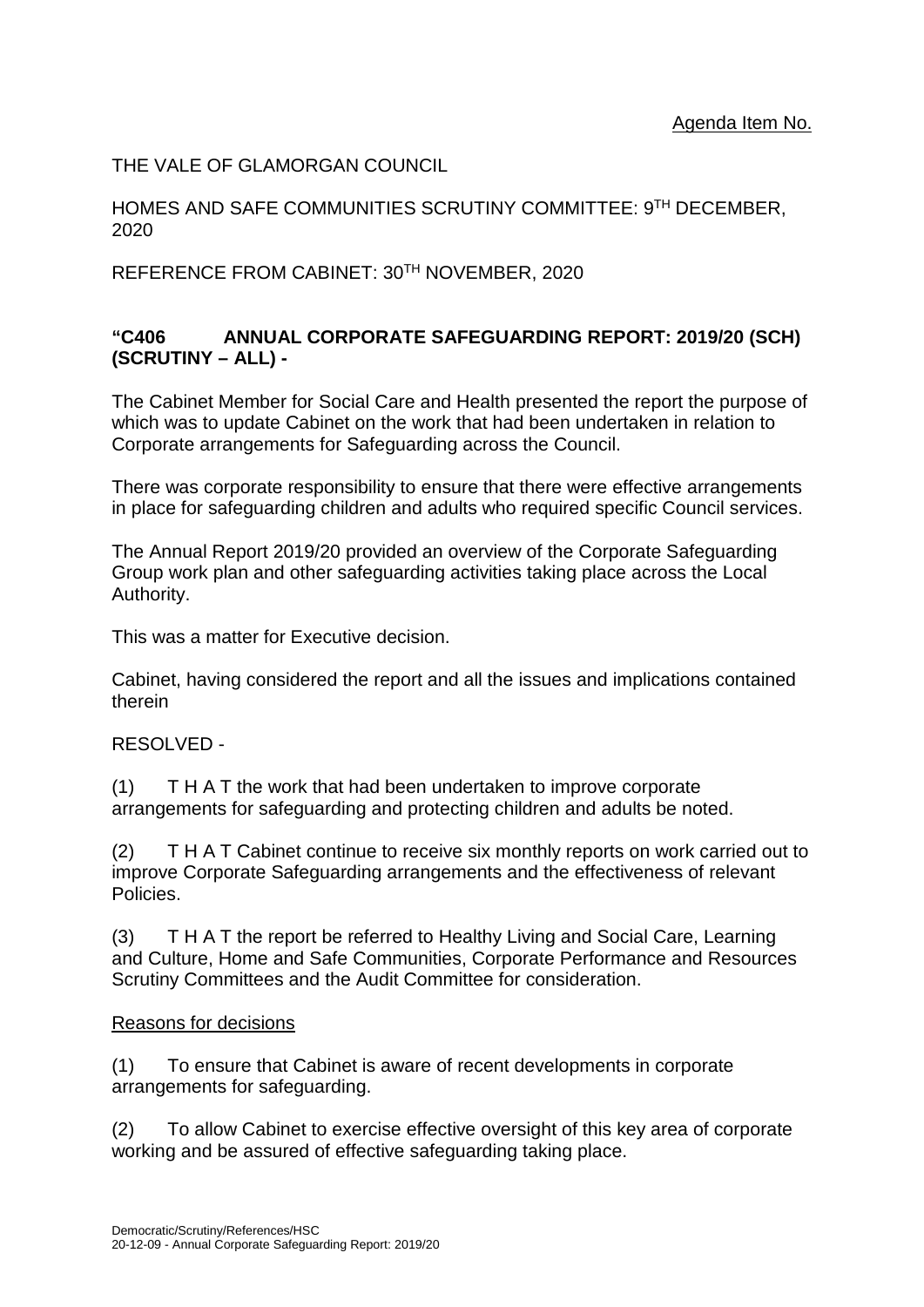Agenda Item No.

THE VALE OF GLAMORGAN COUNCIL

HOMES AND SAFE COMMUNITIES SCRUTINY COMMITTEE: 9TH DECEMBER, 2020

REFERENCE FROM CABINET: 30TH NOVEMBER, 2020

**"C406 ANNUAL CORPORATE SAFEGUARDING REPORT: 2019/20 (SCH) (SCRUTINY – ALL) -**

The Cabinet Member for Social Care and Health presented the report the purpose of which was to update Cabinet on the work that had been undertaken in relation to Corporate arrangements for Safeguarding across the Council.

There was corporate responsibility to ensure that there were effective arrangements in place for safeguarding children and adults who required specific Council services.

The Annual Report 2019/20 provided an overview of the Corporate Safeguarding Group work plan and other safeguarding activities taking place across the Local Authority.

This was a matter for Executive decision.

Cabinet, having considered the report and all the issues and implications contained therein

RESOLVED -

(1) T H A T the work that had been undertaken to improve corporate arrangements for safeguarding and protecting children and adults be noted.

(2) T H A T Cabinet continue to receive six monthly reports on work carried out to improve Corporate Safeguarding arrangements and the effectiveness of relevant Policies.

(3) T H A T the report be referred to Healthy Living and Social Care, Learning and Culture, Home and Safe Communities, Corporate Performance and Resources Scrutiny Committees and the Audit Committee for consideration.

Reasons for decisions

(1) To ensure that Cabinet is aware of recent developments in corporate arrangements for safeguarding.

(2) To allow Cabinet to exercise effective oversight of this key area of corporate working and be assured of effective safeguarding taking place.

Democratic/Scrutiny/References/HSC
20-12-09 - Annual Corporate Safeguarding Report: 2019/20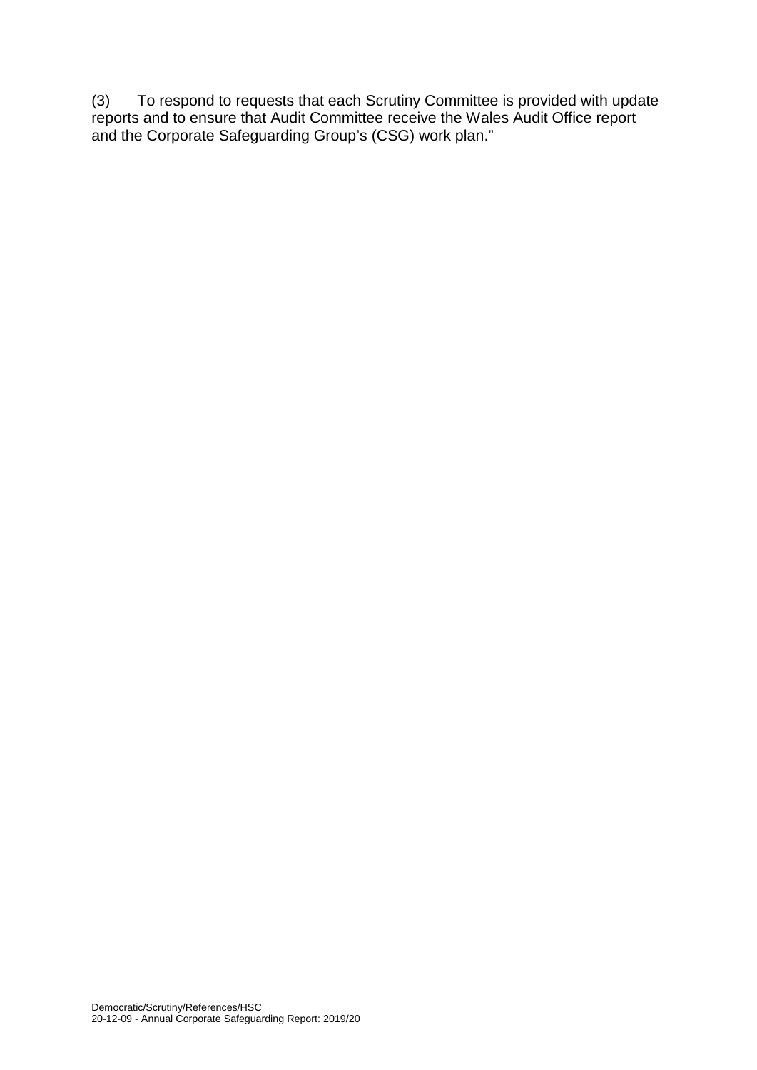(3) To respond to requests that each Scrutiny Committee is provided with update reports and to ensure that Audit Committee receive the Wales Audit Office report and the Corporate Safeguarding Group's (CSG) work plan."